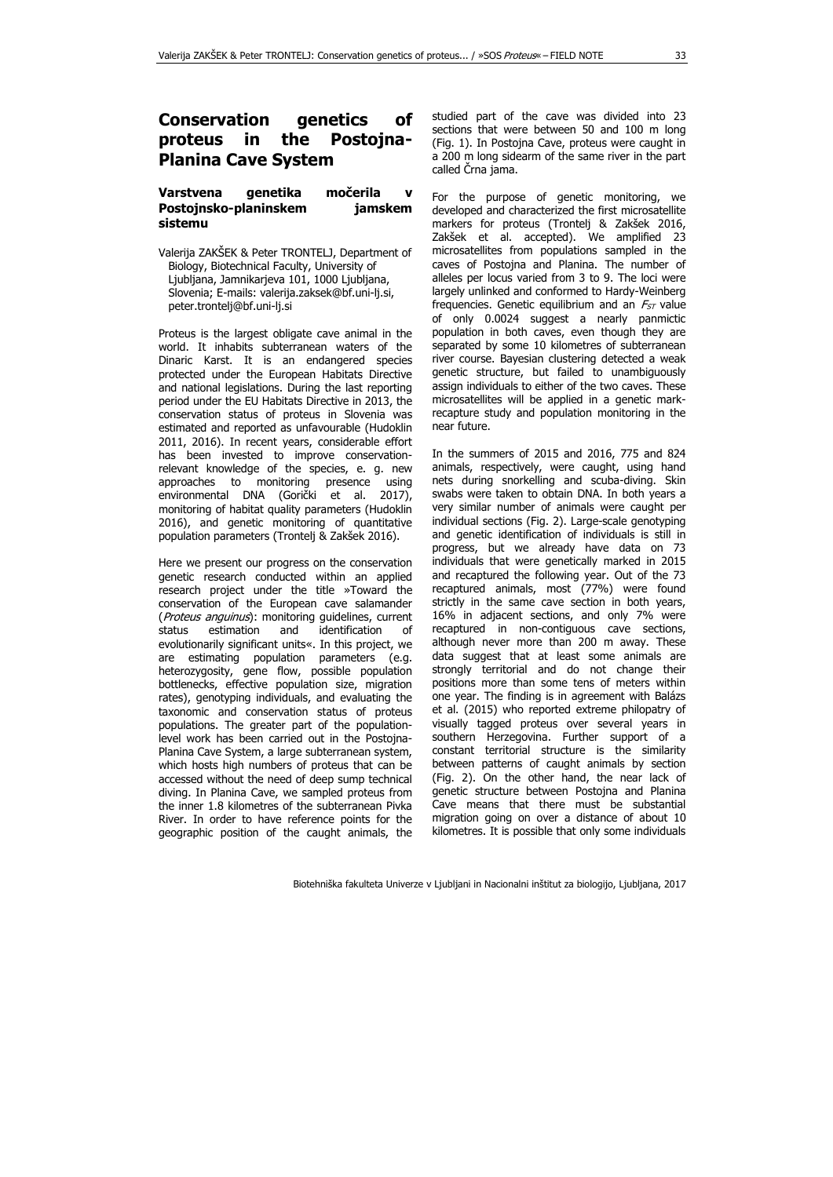# Conservation genetics of proteus in the Postojna-Planina Cave System

## Varstvena genetika močerila v Postojnsko-planinskem jamskem sistemu

Valerija ZAKŠEK & Peter TRONTELJ, Department of Biology, Biotechnical Faculty, University of Ljubljana, Jamnikarjeva 101, 1000 Ljubljana, Slovenia; E-mails: valerija.zaksek@bf.uni-lj.si, peter.trontelj@bf.uni-lj.si

Proteus is the largest obligate cave animal in the world. It inhabits subterranean waters of the Dinaric Karst. It is an endangered species protected under the European Habitats Directive and national legislations. During the last reporting period under the EU Habitats Directive in 2013, the conservation status of proteus in Slovenia was estimated and reported as unfavourable (Hudoklin 2011, 2016). In recent years, considerable effort has been invested to improve conservation-relevant knowledge of the species, e. g. new approaches to monitoring presence using environmental DNA (Gorički et al. 2017), monitoring of habitat quality parameters (Hudoklin 2016), and genetic monitoring of quantitative population parameters (Trontelj & Zakšek 2016).

Here we present our progress on the conservation genetic research conducted within an applied research project under the title »Toward the conservation of the European cave salamander (*Proteus anguinus*): monitoring guidelines, current status estimation and identification of evolutionarily significant units«. In this project, we are estimating population parameters (e. g. heterozygosity, gene flow, possible population bottlenecks, effective population size, migration rates), genotyping individuals, and evaluating the taxonomic and conservation status of proteus populations. The greater part of the population-level work has been carried out in the Postojna-Planina Cave System, a large subterranean system, which hosts high numbers of proteus that can be accessed without the need of deep sump technical diving. In Planina Cave, we sampled proteus from the inner 1.8 kilometres of the subterranean Pivka River. In order to have reference points for the geographic position of the caught animals, the studied part of the cave was divided into 23 sections that were between 50 and 100 m long (Fig. 1). In Postojna Cave, proteus were caught in a 200 m long sidearm of the same river in the part called Črna jama.

For the purpose of genetic monitoring, we developed and characterized the first microsatellite markers for proteus (Trontelj & Zakšek 2016, Zakšek et al. accepted). We amplified 23 microsatellites from populations sampled in the caves of Postojna and Planina. The number of alleles per locus varied from 3 to 9. The loci were largely unlinked and conformed to Hardy-Weinberg frequencies. Genetic equilibrium and an $F_{ST}$ value of only 0.0024 suggest a nearly panmictic population in both caves, even though they are separated by some 10 kilometres of subterranean river course. Bayesian clustering detected a weak genetic structure, but failed to unambiguously assign individuals to either of the two caves. These microsatellites will be applied in a genetic mark-recapture study and population monitoring in the near future.

In the summers of 2015 and 2016, 775 and 824 animals, respectively, were caught, using hand nets during snorkelling and scuba-diving. Skin swabs were taken to obtain DNA. In both years a very similar number of animals were caught per individual sections (Fig. 2). Large-scale genotyping and genetic identification of individuals is still in progress, but we already have data on 73 individuals that were genetically marked in 2015 and recaptured the following year. Out of the 73 recaptured animals, most (77%) were found strictly in the same cave section in both years, 16% in adjacent sections, and only 7% were recaptured in non-contiguous cave sections, although never more than 200 m away. These data suggest that at least some animals are strongly territorial and do not change their positions more than some tens of meters within one year. The finding is in agreement with Balázs et al. (2015) who reported extreme philopatry of visually tagged proteus over several years in southern Herzegovina. Further support of a constant territorial structure is the similarity between patterns of caught animals by section (Fig. 2). On the other hand, the near lack of genetic structure between Postojna and Planina Cave means that there must be substantial migration going on over a distance of about 10 kilometres. It is possible that only some individuals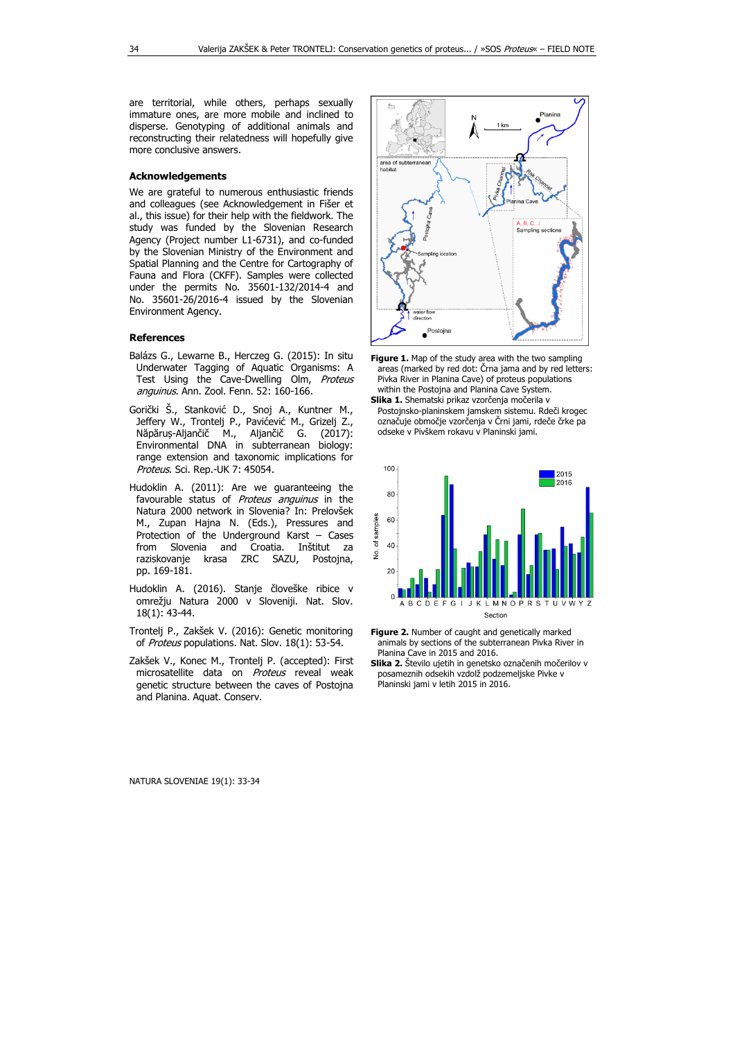are territorial, while others, perhaps sexually immature ones, are more mobile and inclined to disperse. Genotyping of additional animals and reconstructing their relatedness will hopefully give more conclusive answers.

### Acknowledgements

We are grateful to numerous enthusiastic friends and colleagues (see Acknowledgement in Fišer et al., this issue) for their help with the fieldwork. The study was funded by the Slovenian Research Agency (Project number L1-6731), and co-funded by the Slovenian Ministry of the Environment and Spatial Planning and the Centre for Cartography of Fauna and Flora (CKFF). Samples were collected under the permits No. 35601-132/2014-4 and No. 35601-26/2016-4 issued by the Slovenian Environment Agency.

### References

Balázs G., Lewarne B., Herczeg G. (2015): In situ Underwater Tagging of Aquatic Organisms: A Test Using the Cave-Dwelling Olm, *Proteus anguinus*. Ann. Zool. Fenn. 52: 160-166.

Gorički Š., Stanković D., Snoj A., Kuntner M., Jeffery W., Trontelj P., Pavićević M., Grizelj Z., Năpăruș-Aljančič M., Aljančič G. (2017): Environmental DNA in subterranean biology: range extension and taxonomic implications for *Proteus*. Sci. Rep.-UK 7: 45054.

Hudoklin A. (2011): Are we guaranteeing the favourable status of *Proteus anguinus* in the Natura 2000 network in Slovenia? In: Prelovšek M., Zupan Hajna N. (Eds.), Pressures and Protection of the Underground Karst – Cases from Slovenia and Croatia. Inštitut za raziskovanje krasa ZRC SAZU, Postojna, pp. 169-181.

Hudoklin A. (2016). Stanje človeške ribice v omrežju Natura 2000 v Sloveniji. Nat. Slov. 18(1): 43-44.

Trontelj P., Zakšek V. (2016): Genetic monitoring of *Proteus* populations. Nat. Slov. 18(1): 53-54.

Zakšek V., Konec M., Trontelj P. (accepted): First microsatellite data on *Proteus* reveal weak genetic structure between the caves of Postojna and Planina. Aquat. Conserv.

Planina
N
1 km
area of subterranean habitat
Pivka Channel
Rak Channel
Planina Cave
A, B, C...: Sampling sections
Postojna Cave
Sampling location
water flow direction
Postojna

**Figure 1.** Map of the study area with the two sampling areas (marked by red dot: Črna jama and by red letters: Pivka River in Planina Cave) of proteus populations within the Postojna and Planina Cave System.
**Slika 1.** Shematski prikaz vzorčenja močerila v Postojnsko-planinskem jamskem sistemu. Rdeči krogec označuje območje vzorčenja v Črni jami, rdeče črke pa odseke v Pivškem rokavu v Planinski jami.

2015
2016
No. of samples
0
20
40
60
80
100
A B C D E F G I J K L M N O P R S T U V W Y Z
Section

**Figure 2.** Number of caught and genetically marked animals by sections of the subterranean Pivka River in Planina Cave in 2015 and 2016.
**Slika 2.** Število ujetih in genetsko označenih močerilov v posameznih odsekih vzdolž podzemeljske Pivke v Planinski jami v letih 2015 in 2016.